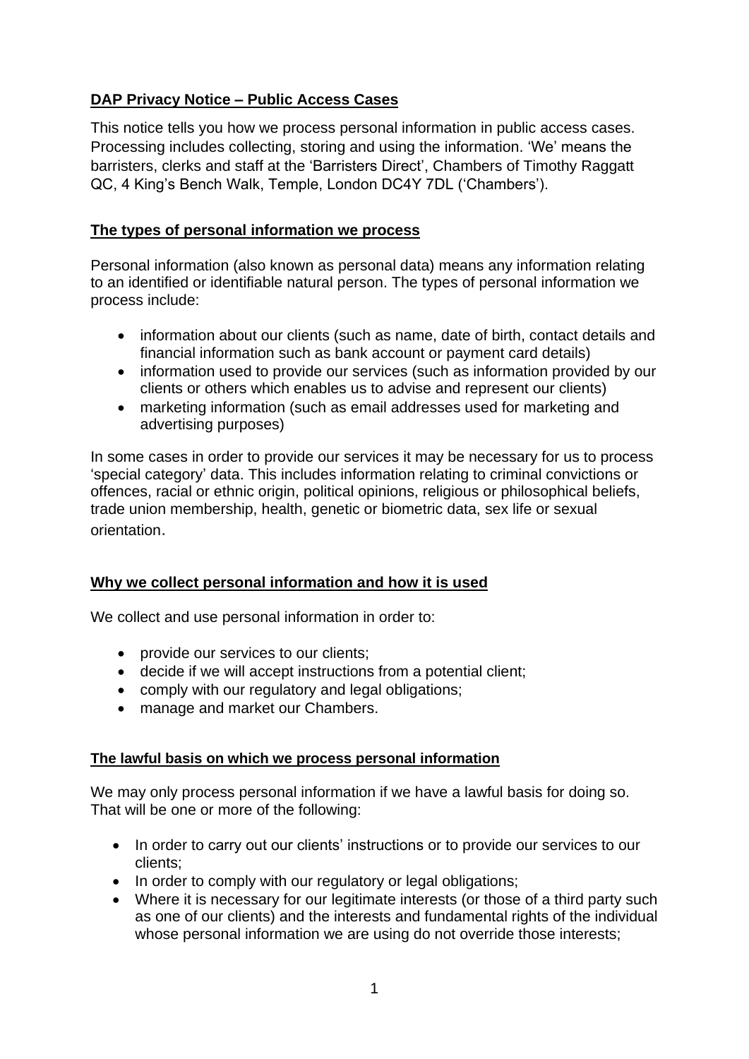**DAP Privacy Notice – Public Access Cases**

This notice tells you how we process personal information in public access cases. Processing includes collecting, storing and using the information. 'We' means the barristers, clerks and staff at the 'Barristers Direct', Chambers of Timothy Raggatt QC, 4 King's Bench Walk, Temple, London DC4Y 7DL ('Chambers').

**The types of personal information we process**

Personal information (also known as personal data) means any information relating to an identified or identifiable natural person. The types of personal information we process include:

- information about our clients (such as name, date of birth, contact details and financial information such as bank account or payment card details)
- information used to provide our services (such as information provided by our clients or others which enables us to advise and represent our clients)
- marketing information (such as email addresses used for marketing and advertising purposes)

In some cases in order to provide our services it may be necessary for us to process 'special category' data. This includes information relating to criminal convictions or offences, racial or ethnic origin, political opinions, religious or philosophical beliefs, trade union membership, health, genetic or biometric data, sex life or sexual orientation.

**Why we collect personal information and how it is used**

We collect and use personal information in order to:

- provide our services to our clients;
- decide if we will accept instructions from a potential client;
- comply with our regulatory and legal obligations;
- manage and market our Chambers.

**The lawful basis on which we process personal information**

We may only process personal information if we have a lawful basis for doing so. That will be one or more of the following:

- In order to carry out our clients' instructions or to provide our services to our clients;
- In order to comply with our regulatory or legal obligations;
- Where it is necessary for our legitimate interests (or those of a third party such as one of our clients) and the interests and fundamental rights of the individual whose personal information we are using do not override those interests;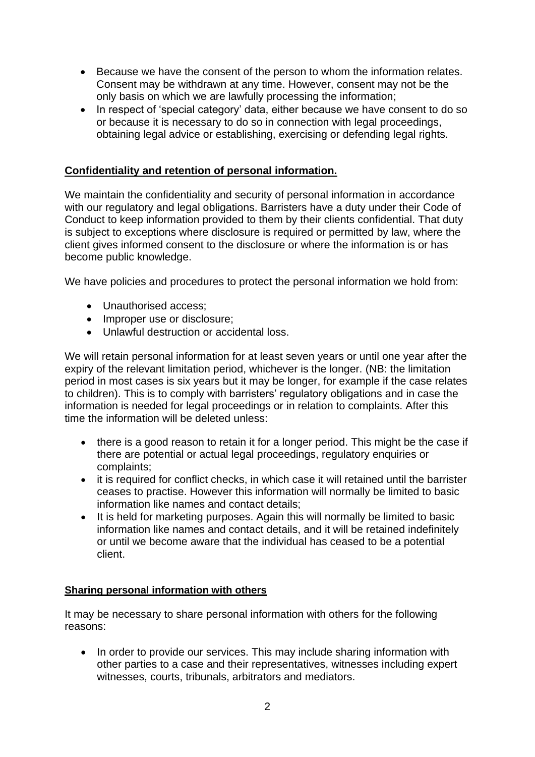- Because we have the consent of the person to whom the information relates. Consent may be withdrawn at any time. However, consent may not be the only basis on which we are lawfully processing the information;
- In respect of 'special category' data, either because we have consent to do so or because it is necessary to do so in connection with legal proceedings, obtaining legal advice or establishing, exercising or defending legal rights.

**Confidentiality and retention of personal information.**

We maintain the confidentiality and security of personal information in accordance with our regulatory and legal obligations. Barristers have a duty under their Code of Conduct to keep information provided to them by their clients confidential. That duty is subject to exceptions where disclosure is required or permitted by law, where the client gives informed consent to the disclosure or where the information is or has become public knowledge.

We have policies and procedures to protect the personal information we hold from:

- Unauthorised access;
- Improper use or disclosure;
- Unlawful destruction or accidental loss.

We will retain personal information for at least seven years or until one year after the expiry of the relevant limitation period, whichever is the longer. (NB: the limitation period in most cases is six years but it may be longer, for example if the case relates to children). This is to comply with barristers' regulatory obligations and in case the information is needed for legal proceedings or in relation to complaints. After this time the information will be deleted unless:

- there is a good reason to retain it for a longer period. This might be the case if there are potential or actual legal proceedings, regulatory enquiries or complaints;
- it is required for conflict checks, in which case it will retained until the barrister ceases to practise. However this information will normally be limited to basic information like names and contact details;
- It is held for marketing purposes. Again this will normally be limited to basic information like names and contact details, and it will be retained indefinitely or until we become aware that the individual has ceased to be a potential client.

**Sharing personal information with others**

It may be necessary to share personal information with others for the following reasons:

- In order to provide our services. This may include sharing information with other parties to a case and their representatives, witnesses including expert witnesses, courts, tribunals, arbitrators and mediators.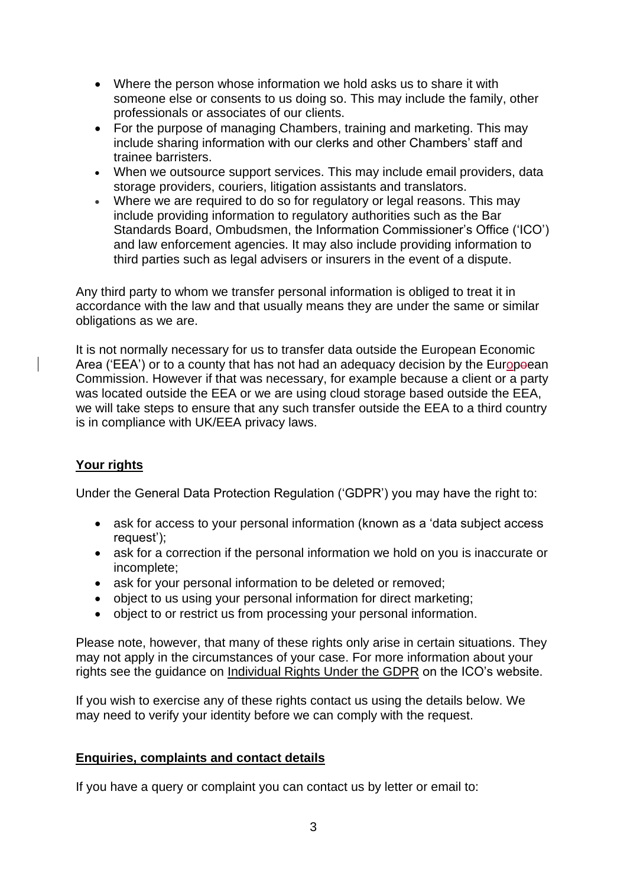- Where the person whose information we hold asks us to share it with someone else or consents to us doing so. This may include the family, other professionals or associates of our clients.
- For the purpose of managing Chambers, training and marketing. This may include sharing information with our clerks and other Chambers' staff and trainee barristers.
- When we outsource support services. This may include email providers, data storage providers, couriers, litigation assistants and translators.
- Where we are required to do so for regulatory or legal reasons. This may include providing information to regulatory authorities such as the Bar Standards Board, Ombudsmen, the Information Commissioner's Office ('ICO') and law enforcement agencies. It may also include providing information to third parties such as legal advisers or insurers in the event of a dispute.

Any third party to whom we transfer personal information is obliged to treat it in accordance with the law and that usually means they are under the same or similar obligations as we are.

It is not normally necessary for us to transfer data outside the European Economic Area ('EEA') or to a county that has not had an adequacy decision by the European Commission. However if that was necessary, for example because a client or a party was located outside the EEA or we are using cloud storage based outside the EEA, we will take steps to ensure that any such transfer outside the EEA to a third country is in compliance with UK/EEA privacy laws.

## Your rights

Under the General Data Protection Regulation ('GDPR') you may have the right to:

- ask for access to your personal information (known as a 'data subject access request');
- ask for a correction if the personal information we hold on you is inaccurate or incomplete;
- ask for your personal information to be deleted or removed;
- object to us using your personal information for direct marketing;
- object to or restrict us from processing your personal information.

Please note, however, that many of these rights only arise in certain situations. They may not apply in the circumstances of your case. For more information about your rights see the guidance on Individual Rights Under the GDPR on the ICO's website.

If you wish to exercise any of these rights contact us using the details below. We may need to verify your identity before we can comply with the request.

## Enquiries, complaints and contact details

If you have a query or complaint you can contact us by letter or email to: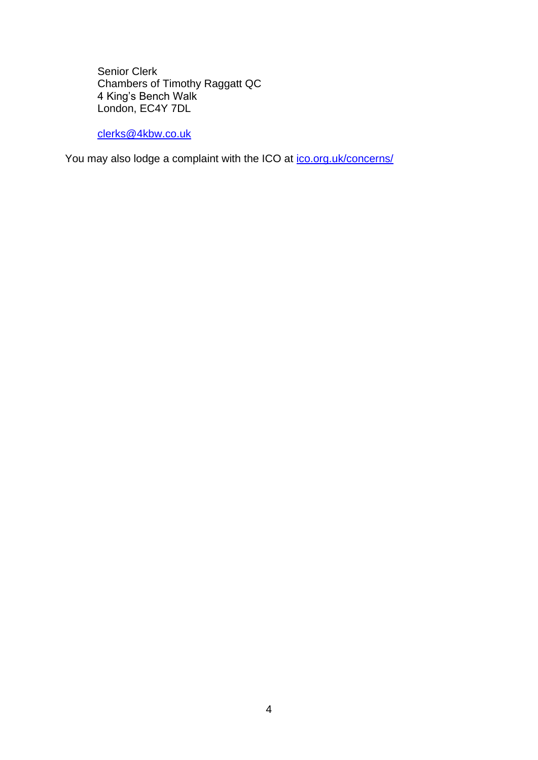Senior Clerk
Chambers of Timothy Raggatt QC
4 King's Bench Walk
London, EC4Y 7DL

clerks@4kbw.co.uk

You may also lodge a complaint with the ICO at ico.org.uk/concerns/